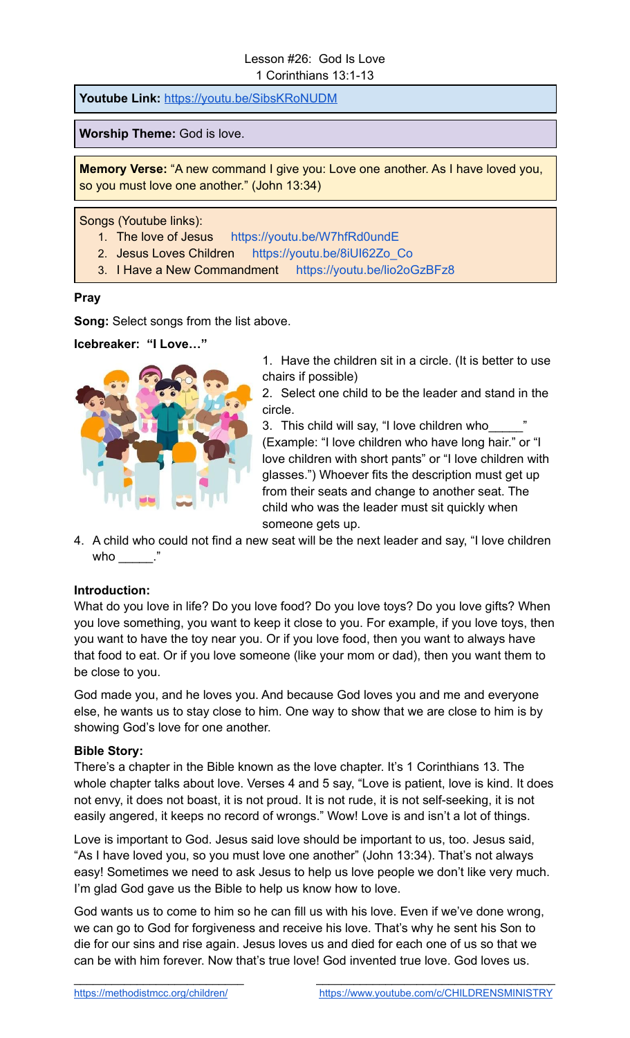Lesson #26: God Is Love
1 Corinthians 13:1-13

**Youtube Link:** https://youtu.be/SibsKRoNUDM

**Worship Theme:** God is love.

**Memory Verse:** "A new command I give you: Love one another. As I have loved you, so you must love one another." (John 13:34)

Songs (Youtube links):

1. The love of Jesus https://youtu.be/W7hfRd0undE
2. Jesus Loves Children https://youtu.be/8iUI62Zo_Co
3. I Have a New Commandment https://youtu.be/lio2oGzBFz8

**Pray**

**Song:** Select songs from the list above.

**Icebreaker: "I Love…"**

1. Have the children sit in a circle. (It is better to use chairs if possible)
2. Select one child to be the leader and stand in the circle.
3. This child will say, "I love children who_____" (Example: "I love children who have long hair." or "I love children with short pants" or "I love children with glasses.") Whoever fits the description must get up from their seats and change to another seat. The child who was the leader must sit quickly when someone gets up.
4. A child who could not find a new seat will be the next leader and say, "I love children who _____."

**Introduction:**

What do you love in life? Do you love food? Do you love toys? Do you love gifts? When you love something, you want to keep it close to you. For example, if you love toys, then you want to have the toy near you. Or if you love food, then you want to always have that food to eat. Or if you love someone (like your mom or dad), then you want them to be close to you.

God made you, and he loves you. And because God loves you and me and everyone else, he wants us to stay close to him. One way to show that we are close to him is by showing God's love for one another.

**Bible Story:**

There's a chapter in the Bible known as the love chapter. It's 1 Corinthians 13. The whole chapter talks about love. Verses 4 and 5 say, "Love is patient, love is kind. It does not envy, it does not boast, it is not proud. It is not rude, it is not self-seeking, it is not easily angered, it keeps no record of wrongs." Wow! Love is and isn't a lot of things.

Love is important to God. Jesus said love should be important to us, too. Jesus said, "As I have loved you, so you must love one another" (John 13:34). That's not always easy! Sometimes we need to ask Jesus to help us love people we don't like very much. I'm glad God gave us the Bible to help us know how to love.

God wants us to come to him so he can fill us with his love. Even if we've done wrong, we can go to God for forgiveness and receive his love. That's why he sent his Son to die for our sins and rise again. Jesus loves us and died for each one of us so that we can be with him forever. Now that's true love! God invented true love. God loves us.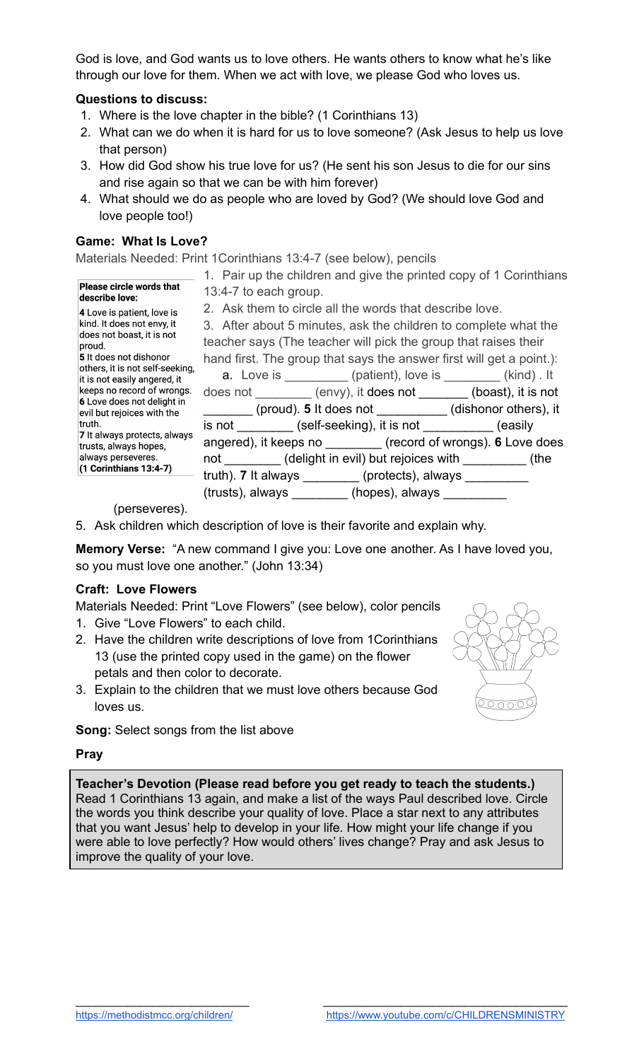God is love, and God wants us to love others. He wants others to know what he's like through our love for them. When we act with love, we please God who loves us.

**Questions to discuss:**

1. Where is the love chapter in the bible? (1 Corinthians 13)
2. What can we do when it is hard for us to love someone? (Ask Jesus to help us love that person)
3. How did God show his true love for us? (He sent his son Jesus to die for our sins and rise again so that we can be with him forever)
4. What should we do as people who are loved by God? (We should love God and love people too!)

**Game: What Is Love?**

Materials Needed: Print 1Corinthians 13:4-7 (see below), pencils

**Please circle words that describe love:**

**4** Love is patient, love is kind. It does not envy, it does not boast, it is not proud.
**5** It does not dishonor others, it is not self-seeking, it is not easily angered, it keeps no record of wrongs.
**6** Love does not delight in evil but rejoices with the truth.
**7** It always protects, always trusts, always hopes, always perseveres.
**(1 Corinthians 13:4-7)**

1. Pair up the children and give the printed copy of 1 Corinthians 13:4-7 to each group.
2. Ask them to circle all the words that describe love.
3. After about 5 minutes, ask the children to complete what the teacher says (The teacher will pick the group that raises their hand first. The group that says the answer first will get a point.):
   a. Love is _________ (patient), love is ________ (kind) . It does not ________ (envy), it does not _______ (boast), it is not _______ (proud). **5** It does not __________ (dishonor others), it is not ________ (self-seeking), it is not __________ (easily angered), it keeps no ________ (record of wrongs). **6** Love does not ________ (delight in evil) but rejoices with _________ (the truth). **7** It always ________ (protects), always _________ (trusts), always ________ (hopes), always _________ (perseveres).
5. Ask children which description of love is their favorite and explain why.

**Memory Verse:** "A new command I give you: Love one another. As I have loved you, so you must love one another." (John 13:34)

**Craft: Love Flowers**

Materials Needed: Print "Love Flowers" (see below), color pencils

1. Give "Love Flowers" to each child.
2. Have the children write descriptions of love from 1Corinthians 13 (use the printed copy used in the game) on the flower petals and then color to decorate.
3. Explain to the children that we must love others because God loves us.

**Song:** Select songs from the list above

**Pray**

**Teacher's Devotion (Please read before you get ready to teach the students.)**
Read 1 Corinthians 13 again, and make a list of the ways Paul described love. Circle the words you think describe your quality of love. Place a star next to any attributes that you want Jesus' help to develop in your life. How might your life change if you were able to love perfectly? How would others' lives change? Pray and ask Jesus to improve the quality of your love.

https://methodistmcc.org/children/ https://www.youtube.com/c/CHILDRENSMINISTRY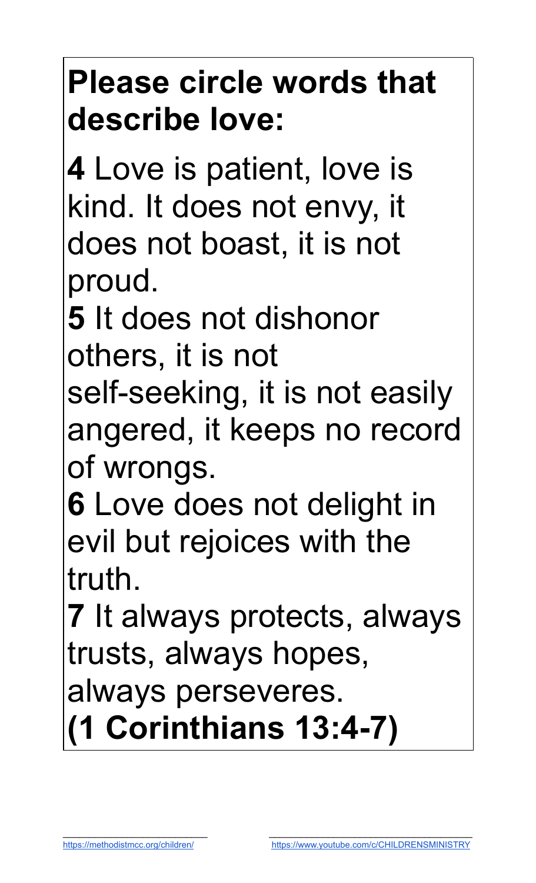# Please circle words that describe love:

**4** Love is patient, love is kind. It does not envy, it does not boast, it is not proud.

**5** It does not dishonor others, it is not self-seeking, it is not easily angered, it keeps no record of wrongs.

**6** Love does not delight in evil but rejoices with the truth.

**7** It always protects, always trusts, always hopes, always perseveres.

**(1 Corinthians 13:4-7)**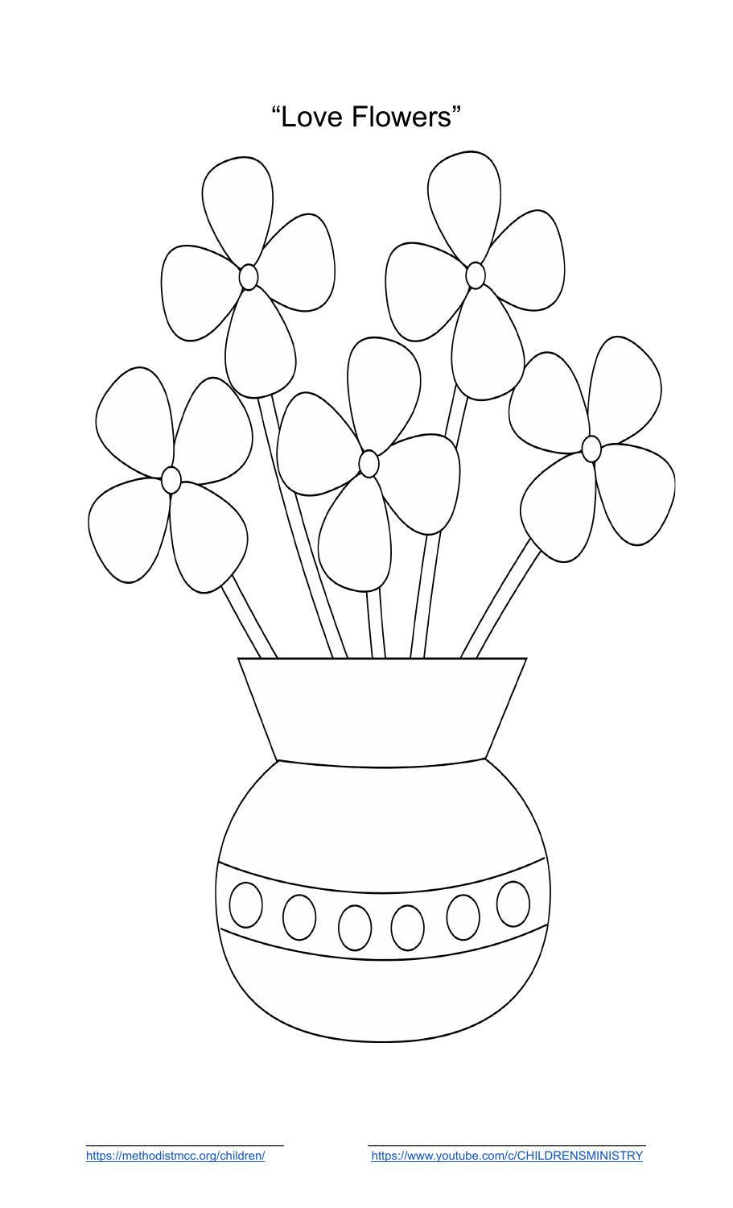# “Love Flowers”

https://methodistmcc.org/children/

https://www.youtube.com/c/CHILDRENSMINISTRY